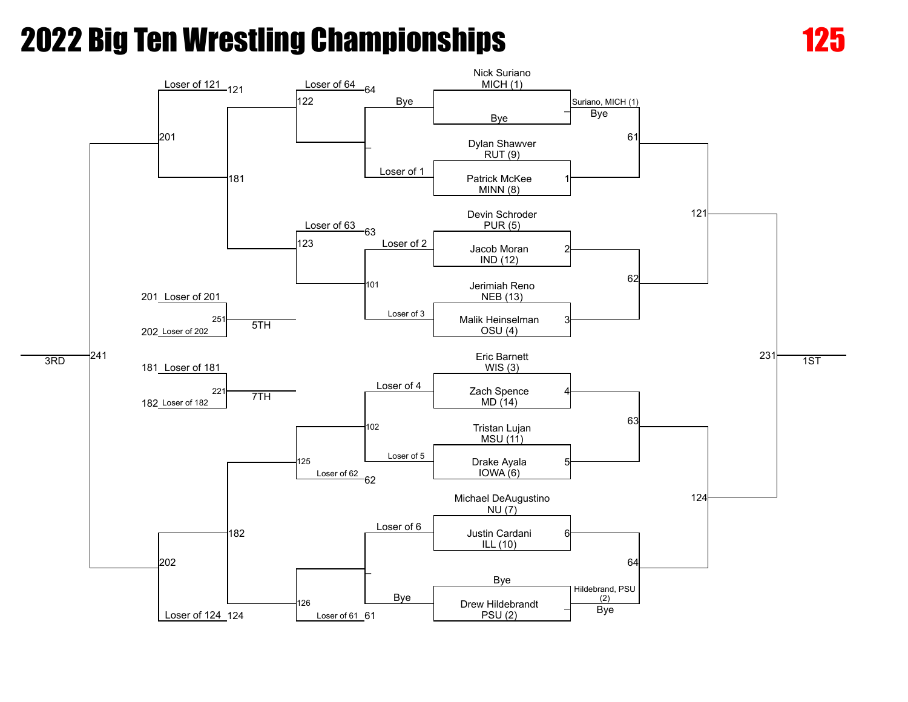# 2022 Big Ten Wrestling Championships

**125**

## Championship Bracket

**First Round**

- Match 1: Dylan Shawver RUT (9) vs. Patrick McKee MINN (8)
- Match 2: Devin Schroder PUR (5) vs. Jacob Moran IND (12)
- Match 3: Jerimiah Reno NEB (13) vs. Malik Heinselman OSU (4)
- Match 4: Eric Barnett WIS (3) vs. Zach Spence MD (14)
- Match 5: Tristan Lujan MSU (11) vs. Drake Ayala IOWA (6)
- Match 6: Michael DeAugustino NU (7) vs. Justin Cardani ILL (10)
- Nick Suriano MICH (1) vs. Bye — Suriano, MICH (1) advances (Bye)
- Drew Hildebrandt PSU (2) vs. Bye — Hildebrandt, PSU (2) advances (Bye)

**Quarterfinals**

- Match 61: Suriano, MICH (1) vs. Winner of 1
- Match 62: Winner of 2 vs. Winner of 3
- Match 63: Winner of 4 vs. Winner of 5
- Match 64: Winner of 6 vs. Hildebrandt, PSU (2)

**Semifinals**

- Match 121: Winner of 61 vs. Winner of 62
- Match 124: Winner of 63 vs. Winner of 64

**Final**

- Match 231: Winner of 121 vs. Winner of 124 — 1ST

## Consolation Bracket

- Bye vs. Loser of 1
- Match 101: Loser of 2 vs. Loser of 3
- Match 102: Loser of 4 vs. Loser of 5
- Loser of 6 vs. Bye
- Match 122: Loser of 64 (64) vs. Winner of (Bye / Loser of 1)
- Match 123: Loser of 63 (63) vs. Winner of 101
- Match 125: Winner of 102 vs. Loser of 62 (62)
- Match 126: Winner of (Loser of 6 / Bye) vs. Loser of 61 (61)
- Match 181: Winner of 122 vs. Winner of 123
- Match 182: Winner of 125 vs. Winner of 126
- Match 201: Loser of 121 (121) vs. Winner of 181
- Match 202: Winner of 182 vs. Loser of 124 (124)
- Match 241: Winner of 201 vs. Winner of 202 — 3RD

## Placement Matches

- Match 251: 201 Loser of 201 vs. 202 Loser of 202 — 5TH
- Match 221: 181 Loser of 181 vs. 182 Loser of 182 — 7TH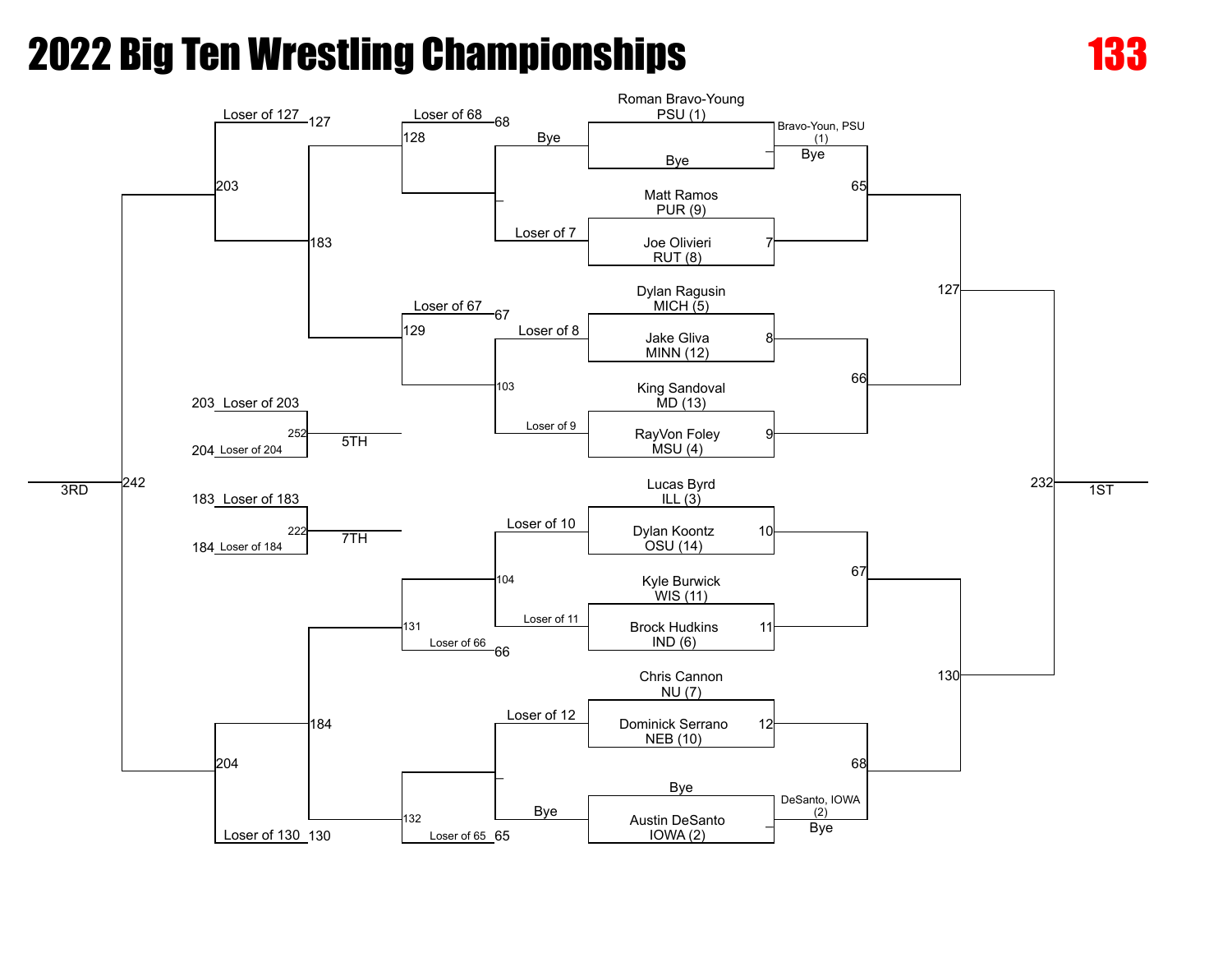# 2022 Big Ten Wrestling Championships

**133**

## Championship Bracket

| Match | Wrestler 1 | Wrestler 2 |
| --- | --- | --- |
| — | Roman Bravo-Young PSU (1) | Bye |
| 7 | Matt Ramos PUR (9) | Joe Olivieri RUT (8) |
| 8 | Dylan Ragusin MICH (5) | Jake Gliva MINN (12) |
| 9 | King Sandoval MD (13) | RayVon Foley MSU (4) |
| 10 | Lucas Byrd ILL (3) | Dylan Koontz OSU (14) |
| 11 | Kyle Burwick WIS (11) | Brock Hudkins IND (6) |
| 12 | Chris Cannon NU (7) | Dominick Serrano NEB (10) |
| — | Bye | Austin DeSanto IOWA (2) |

| Match | Entrant 1 | Entrant 2 |
| --- | --- | --- |
| 65 | Bravo-Youn, PSU (1) Bye | Winner of 7 |
| 66 | Winner of 8 | Winner of 9 |
| 67 | Winner of 10 | Winner of 11 |
| 68 | Winner of 12 | DeSanto, IOWA (2) Bye |
| 127 | Winner of 65 | Winner of 66 |
| 130 | Winner of 67 | Winner of 68 |
| 232 | Winner of 127 | Winner of 130 |

1ST

## Consolation Bracket

| Match | Entrant 1 | Entrant 2 |
| --- | --- | --- |
| — | Bye | Loser of 7 |
| 103 | Loser of 8 | Loser of 9 |
| 104 | Loser of 10 | Loser of 11 |
| — | Loser of 12 | Bye |
| 128 | Loser of 68 | Winner of (Bye / Loser of 7) |
| 129 | Loser of 67 | Winner of 103 |
| 131 | Winner of 104 | Loser of 66 |
| 132 | Winner of (Loser of 12 / Bye) | Loser of 65 |
| 183 | Winner of 128 | Winner of 129 |
| 184 | Winner of 131 | Winner of 132 |
| 203 | Loser of 127 | Winner of 183 |
| 204 | Winner of 184 | Loser of 130 |
| 242 | Winner of 203 | Winner of 204 |

3RD

## Placement Matches

| Match | Entrant 1 | Entrant 2 | Place |
| --- | --- | --- | --- |
| 252 | 203 Loser of 203 | 204 Loser of 204 | 5TH |
| 222 | 183 Loser of 183 | 184 Loser of 184 | 7TH |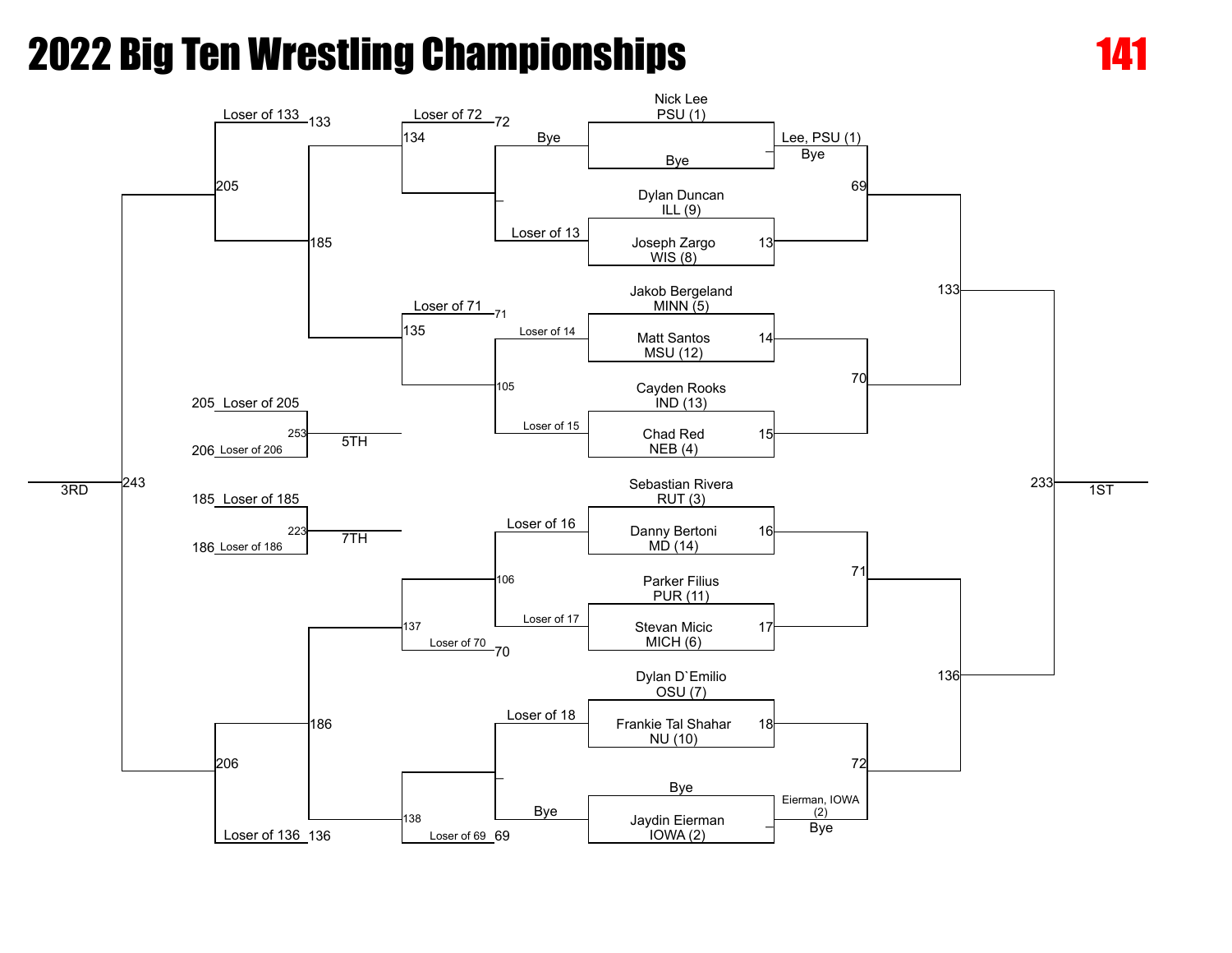# 2022 Big Ten Wrestling Championships

**141**

## Championship Bracket

| Bout | Wrestler 1 | Wrestler 2 | Result |
|---|---|---|---|
| — | Nick Lee PSU (1) | Bye | Lee, PSU (1) Bye |
| 13 | Dylan Duncan ILL (9) | Joseph Zargo WIS (8) | |
| 14 | Jakob Bergeland MINN (5) | Matt Santos MSU (12) | |
| 15 | Cayden Rooks IND (13) | Chad Red NEB (4) | |
| 16 | Sebastian Rivera RUT (3) | Danny Bertoni MD (14) | |
| 17 | Parker Filius PUR (11) | Stevan Micic MICH (6) | |
| 18 | Dylan D`Emilio OSU (7) | Frankie Tal Shahar NU (10) | |
| — | Bye | Jaydin Eierman IOWA (2) | Eierman, IOWA (2) Bye |

Quarterfinals: 69, 70, 71, 72

Semifinals: 133, 136

1ST: 233

## Consolation Bracket

| Bout | Competitor 1 | Competitor 2 |
|---|---|---|
| — | Bye | Loser of 13 |
| 105 | Loser of 14 | Loser of 15 |
| 106 | Loser of 16 | Loser of 17 |
| — | Loser of 18 | Bye |
| 134 | Loser of 72 | |
| 135 | Loser of 71 | |
| 137 | | Loser of 70 |
| 138 | | Loser of 69 |
| 185 | | |
| 186 | | |
| 205 | Loser of 133 | |
| 206 | | Loser of 136 |

3RD: 243

5TH: 253 — Loser of 205 vs. Loser of 206

7TH: 223 — Loser of 185 vs. Loser of 186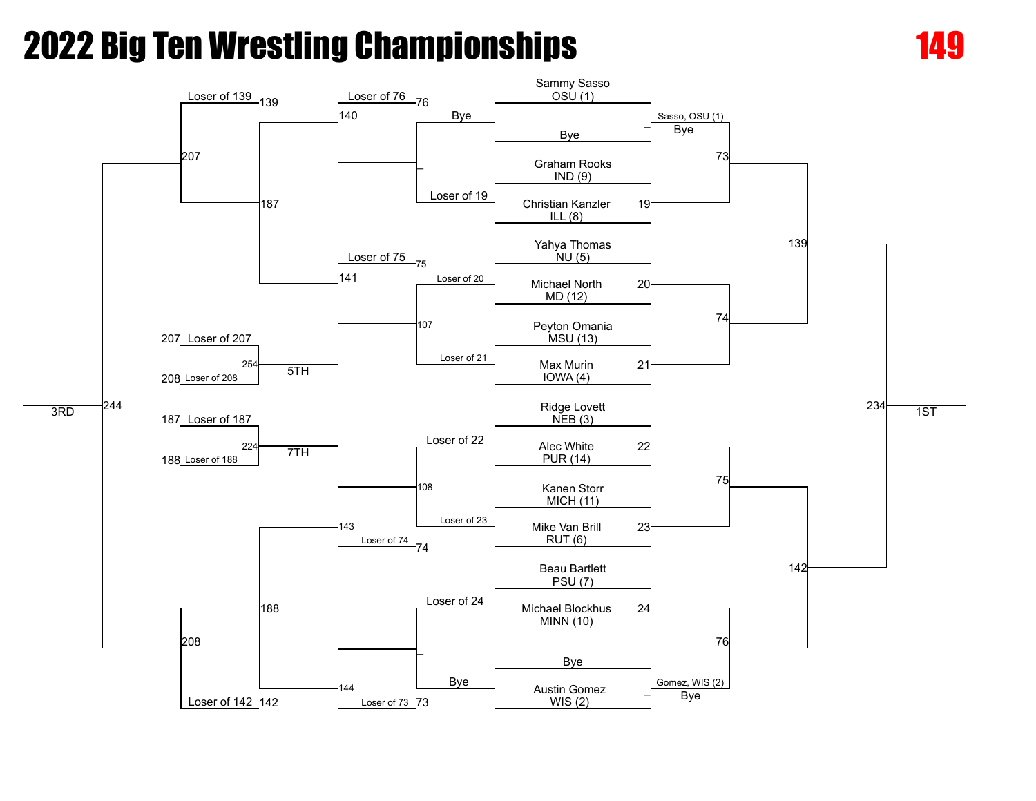# 2022 Big Ten Wrestling Championships

**149**

## Championship Bracket

**First Round**

| Match | Wrestler 1 | Wrestler 2 | Result |
| --- | --- | --- | --- |
| — | Sammy Sasso OSU (1) | Bye | Sasso, OSU (1) Bye |
| 19 | Graham Rooks IND (9) | Christian Kanzler ILL (8) | |
| 20 | Yahya Thomas NU (5) | Michael North MD (12) | |
| 21 | Peyton Omania MSU (13) | Max Murin IOWA (4) | |
| 22 | Ridge Lovett NEB (3) | Alec White PUR (14) | |
| 23 | Kanen Storr MICH (11) | Mike Van Brill RUT (6) | |
| 24 | Beau Bartlett PSU (7) | Michael Blockhus MINN (10) | |
| — | Bye | Austin Gomez WIS (2) | Gomez, WIS (2) Bye |

**Quarterfinals:** 73, 74, 75, 76

**Semifinals:** 139, 142

**Final:** 234 — 1ST

## Consolation Bracket

- 140: Loser of 76 vs. winner of (Bye vs. Loser of 19)
- 107: Loser of 20 vs. Loser of 21
- 141: Loser of 75 vs. winner of 107
- 108: Loser of 22 vs. Loser of 23
- 143: winner of 108 vs. Loser of 74
- 144: winner of (Loser of 24 vs. Bye) vs. Loser of 73
- 187: winner of 140 vs. winner of 141
- 188: winner of 143 vs. winner of 144
- 207: Loser of 139 vs. winner of 187
- 208: winner of 188 vs. Loser of 142
- 244: winner of 207 vs. winner of 208 — 3RD
- 254: 207 Loser of 207 vs. 208 Loser of 208 — 5TH
- 224: 187 Loser of 187 vs. 188 Loser of 188 — 7TH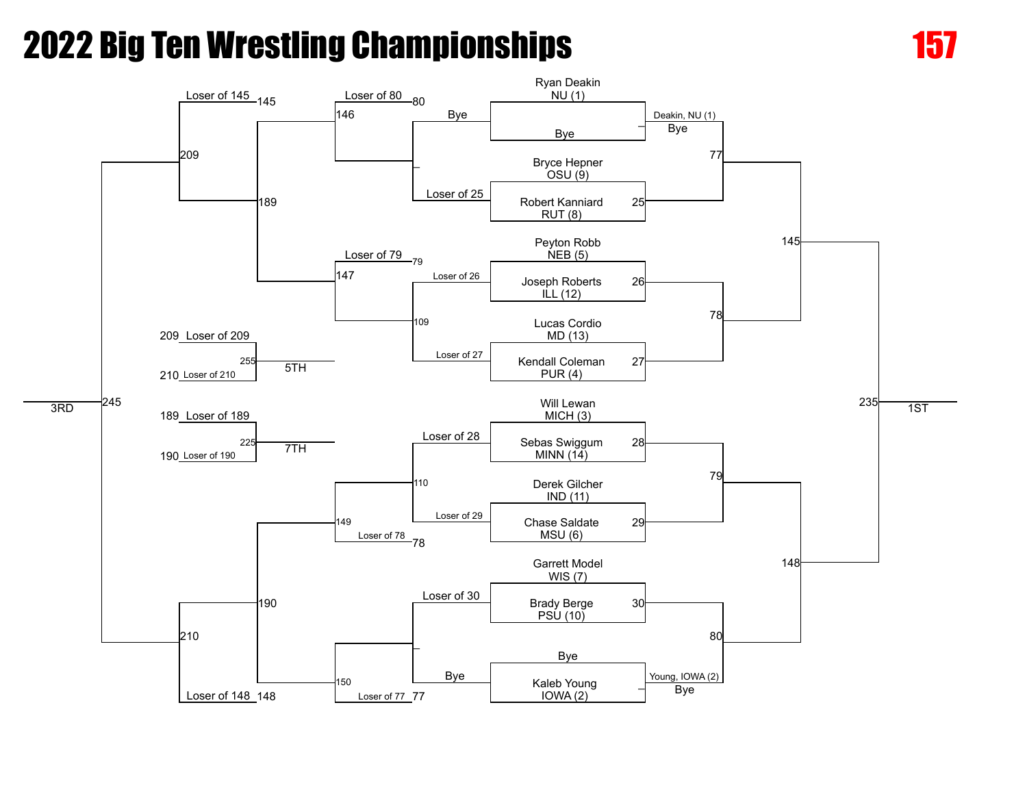# 2022 Big Ten Wrestling Championships

**157**

## Championship Bracket

| Match | Wrestler | Wrestler | Winner advances to |
|---|---|---|---|
| — | Ryan Deakin NU (1) | Bye | Deakin, NU (1) → 77 |
| 25 | Bryce Hepner OSU (9) | Robert Kanniard RUT (8) | 77 |
| 26 | Peyton Robb NEB (5) | Joseph Roberts ILL (12) | 78 |
| 27 | Lucas Cordio MD (13) | Kendall Coleman PUR (4) | 78 |
| 28 | Will Lewan MICH (3) | Sebas Swiggum MINN (14) | 79 |
| 29 | Derek Gilcher IND (11) | Chase Saldate MSU (6) | 79 |
| 30 | Garrett Model WIS (7) | Brady Berge PSU (10) | 80 |
| — | Bye | Kaleb Young IOWA (2) | Young, IOWA (2) → 80 |

- 77 and 78 → 145
- 79 and 80 → 148
- 145 and 148 → 235 (1ST)

## Consolation Bracket

| Match | Wrestler | Wrestler | Winner advances to |
|---|---|---|---|
| — | Bye | Loser of 25 | 146 |
| 109 | Loser of 26 | Loser of 27 | 147 |
| 110 | Loser of 28 | Loser of 29 | 149 |
| — | Loser of 30 | Bye | 150 |
| 146 | Loser of 80 | Winner of Bye/Loser of 25 | 189 |
| 147 | Loser of 79 | Winner of 109 | 189 |
| 149 | Winner of 110 | Loser of 78 | 190 |
| 150 | Winner of Loser of 30/Bye | Loser of 77 | 190 |
| 189 | Winner of 146 | Winner of 147 | 209 |
| 190 | Winner of 149 | Winner of 150 | 210 |
| 209 | Loser of 145 | Winner of 189 | 245 |
| 210 | Winner of 190 | Loser of 148 | 245 |
| 245 | Winner of 209 | Winner of 210 | 3RD |

## Placement Matches

| Match | Wrestler | Wrestler | Place |
|---|---|---|---|
| 255 | Loser of 209 | Loser of 210 | 5TH |
| 225 | Loser of 189 | Loser of 190 | 7TH |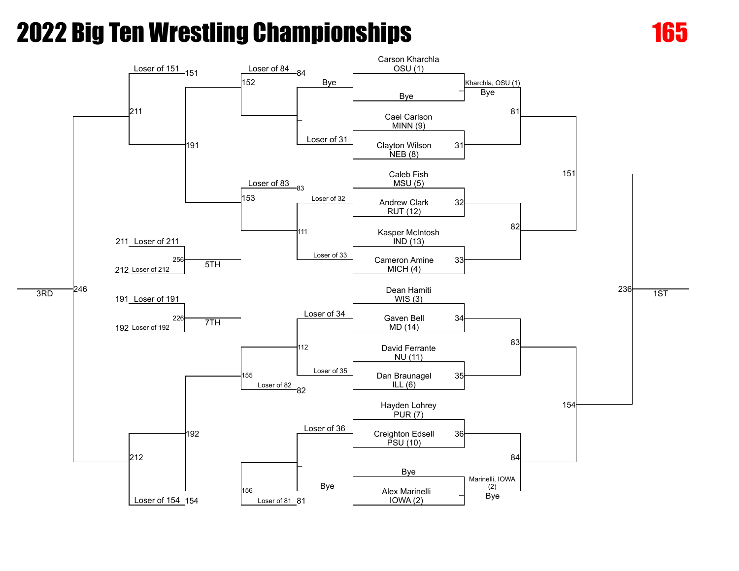# 2022 Big Ten Wrestling Championships

**165**

## Championship Bracket

| Match | Wrestler | Wrestler |
| --- | --- | --- |
| First round (Bye) | Carson Kharchla OSU (1) | Bye |
| 31 | Cael Carlson MINN (9) | Clayton Wilson NEB (8) |
| 32 | Caleb Fish MSU (5) | Andrew Clark RUT (12) |
| 33 | Kasper McIntosh IND (13) | Cameron Amine MICH (4) |
| 34 | Dean Hamiti WIS (3) | Gaven Bell MD (14) |
| 35 | David Ferrante NU (11) | Dan Braunagel ILL (6) |
| 36 | Hayden Lohrey PUR (7) | Creighton Edsell PSU (10) |
| First round (Bye) | Bye | Alex Marinelli IOWA (2) |

Quarterfinals:
- 81: Kharchla, OSU (1) vs Winner of 31 (Kharchla, OSU (1) — Bye)
- 82: Winner of 32 vs Winner of 33
- 83: Winner of 34 vs Winner of 35
- 84: Winner of 36 vs Marinelli, IOWA (2) (Marinelli, IOWA (2) — Bye)

Semifinals:
- 151: Winner of 81 vs Winner of 82
- 154: Winner of 83 vs Winner of 84

Final:
- 236: 1ST

## Consolation Bracket

- Bye vs Loser of 31 (—)
- 111: Loser of 32 vs Loser of 33
- 112: Loser of 34 vs Loser of 35
- Loser of 36 vs Bye (—)
- 152: Loser of 84 vs Winner
- 153: Loser of 83 vs Winner of 111
- 155: Winner of 112 vs Loser of 82
- 156: Winner vs Loser of 81
- 191: Winner of 152 vs Winner of 153
- 192: Winner of 155 vs Winner of 156
- 211: Loser of 151 vs Winner of 191
- 212: Winner of 192 vs Loser of 154
- 246: 3RD
- 256: 211 Loser of 211 vs 212 Loser of 212 — 5TH
- 226: 191 Loser of 191 vs 192 Loser of 192 — 7TH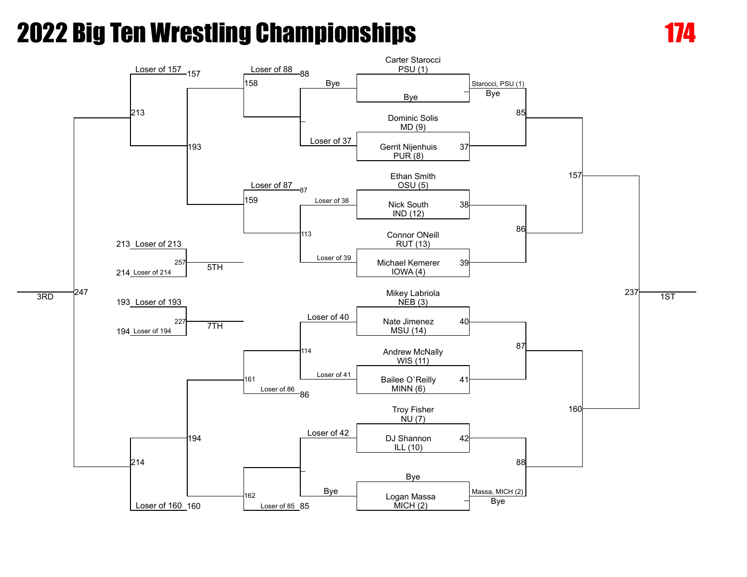# 2022 Big Ten Wrestling Championships

**174**

## Championship Bracket

| Bout | Wrestler | Opponent | Advances to |
| --- | --- | --- | --- |
| — | Carter Starocci PSU (1) | Bye | 85 (Starocci, PSU (1) vs Bye) |
| 37 | Dominic Solis MD (9) | Gerrit Nijenhuis PUR (8) | 85 |
| 38 | Ethan Smith OSU (5) | Nick South IND (12) | 86 |
| 39 | Connor ONeill RUT (13) | Michael Kemerer IOWA (4) | 86 |
| 40 | Mikey Labriola NEB (3) | Nate Jimenez MSU (14) | 87 |
| 41 | Andrew McNally WIS (11) | Bailee O`Reilly MINN (6) | 87 |
| 42 | Troy Fisher NU (7) | DJ Shannon ILL (10) | 88 |
| — | Bye | Logan Massa MICH (2) | 88 (Massa, MICH (2) vs Bye) |

- 85 vs 86 → 157
- 87 vs 88 → 160
- 157 vs 160 → 237 → 1ST

## Consolation Bracket

- Bye vs Loser of 37 → 158 (vs Loser of 88)
- Loser of 38 vs Loser of 39 → 113 → 159 (vs Loser of 87)
- Loser of 40 vs Loser of 41 → 114 → 161 (vs Loser of 86)
- Loser of 42 vs Bye → 162 (vs Loser of 85)
- 158 vs 159 → 193
- 161 vs 162 → 194
- 193 vs Loser of 157 → 213
- 194 vs Loser of 160 → 214
- 213 vs 214 → 247 → 3RD
- 213 Loser of 213 vs 214 Loser of 214 → 257 → 5TH
- 193 Loser of 193 vs 194 Loser of 194 → 227 → 7TH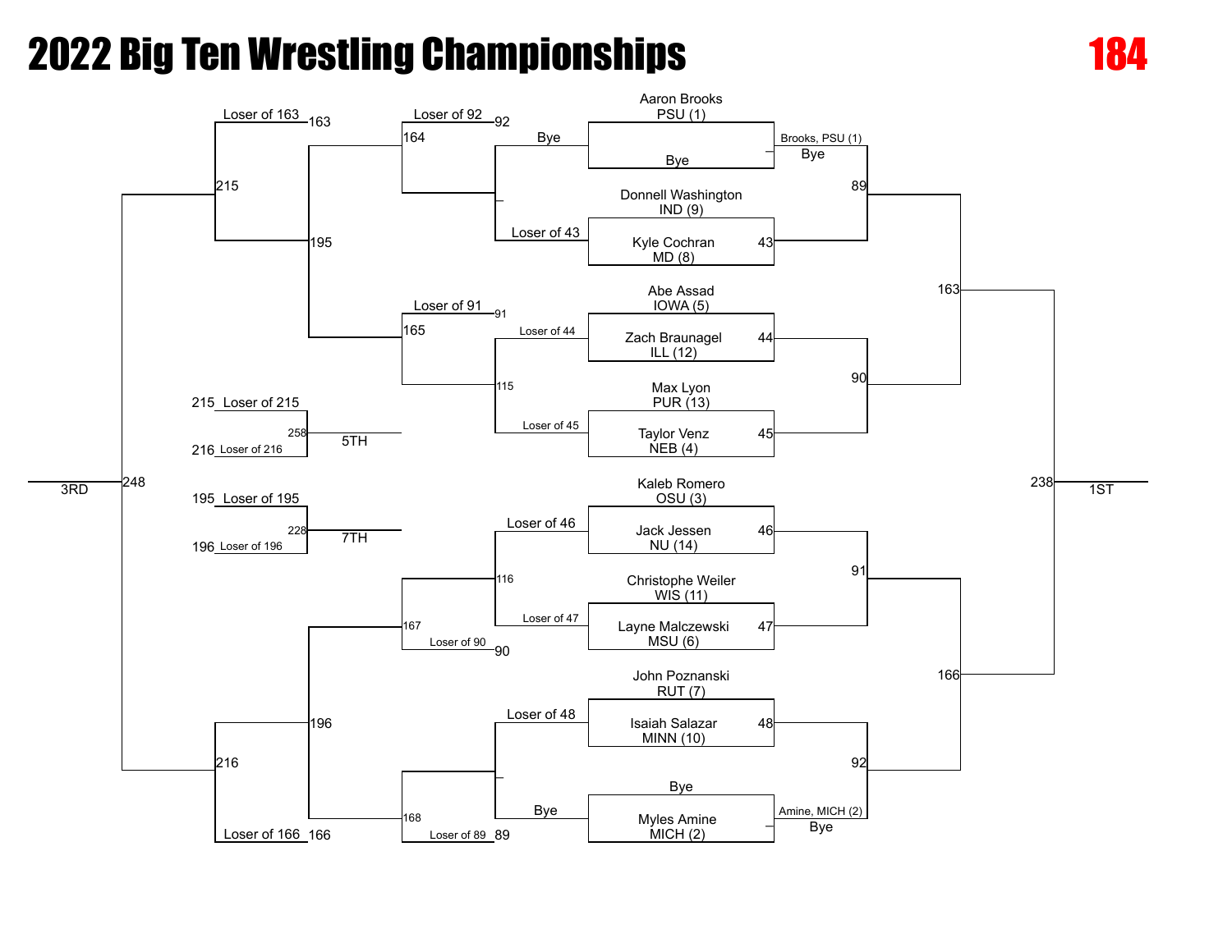# 2022 Big Ten Wrestling Championships

**184**

## Championship Bracket

| Match | Wrestler 1 | Wrestler 2 |
|---|---|---|
| Bye | Aaron Brooks PSU (1) | Bye |
| 43 | Donnell Washington IND (9) | Kyle Cochran MD (8) |
| 44 | Abe Assad IOWA (5) | Zach Braunagel ILL (12) |
| 45 | Max Lyon PUR (13) | Taylor Venz NEB (4) |
| 46 | Kaleb Romero OSU (3) | Jack Jessen NU (14) |
| 47 | Christophe Weiler WIS (11) | Layne Malczewski MSU (6) |
| 48 | John Poznanski RUT (7) | Isaiah Salazar MINN (10) |
| Bye | Bye | Myles Amine MICH (2) |

- Brooks, PSU (1) – Bye
- Amine, MICH (2) – Bye
- 89: Brooks, PSU (1) vs Winner of 43
- 90: Winner of 44 vs Winner of 45
- 91: Winner of 46 vs Winner of 47
- 92: Winner of 48 vs Amine, MICH (2)
- 163: Winner of 89 vs Winner of 90
- 166: Winner of 91 vs Winner of 92
- 238: Winner of 163 vs Winner of 166 — 1ST

## Consolation Bracket

- Bye vs Loser of 43
- 115: Loser of 44 vs Loser of 45
- 116: Loser of 46 vs Loser of 47
- Loser of 48 vs Bye
- 164: Loser of 92 vs Winner of (Bye / Loser of 43)
- 165: Loser of 91 vs Winner of 115
- 167: Winner of 116 vs Loser of 90
- 168: Winner of (Loser of 48 / Bye) vs Loser of 89
- 195: Winner of 164 vs Winner of 165
- 196: Winner of 167 vs Winner of 168
- 215: Loser of 163 vs Winner of 195
- 216: Winner of 196 vs Loser of 166
- 248: Winner of 215 vs Winner of 216 — 3RD
- 258: Loser of 215 vs Loser of 216 — 5TH
- 228: Loser of 195 vs Loser of 196 — 7TH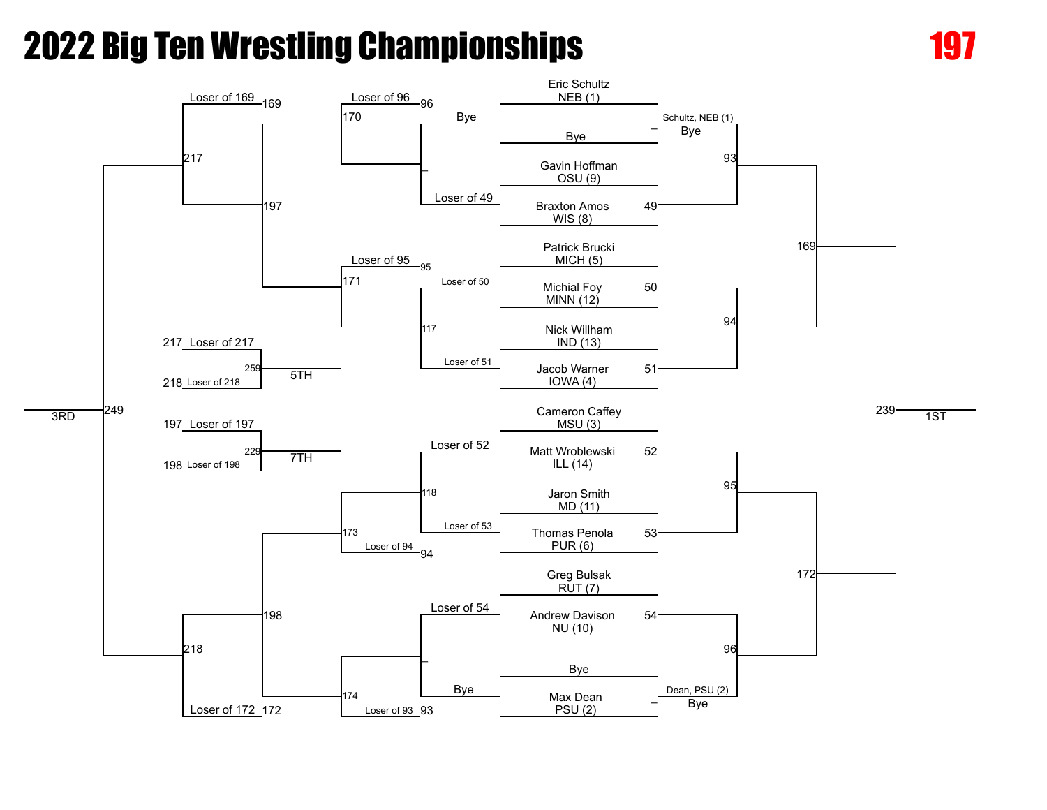# 2022 Big Ten Wrestling Championships

**197**

## Championship Bracket

| Bout | Wrestler 1 | Wrestler 2 |
|---|---|---|
| — | Eric Schultz, NEB (1) | Bye |
| 49 | Gavin Hoffman, OSU (9) | Braxton Amos, WIS (8) |
| 50 | Patrick Brucki, MICH (5) | Michial Foy, MINN (12) |
| 51 | Nick Willham, IND (13) | Jacob Warner, IOWA (4) |
| 52 | Cameron Caffey, MSU (3) | Matt Wroblewski, ILL (14) |
| 53 | Jaron Smith, MD (11) | Thomas Penola, PUR (6) |
| 54 | Greg Bulsak, RUT (7) | Andrew Davison, NU (10) |
| — | Bye | Max Dean, PSU (2) |

Schultz, NEB (1) — Bye

Dean, PSU (2) — Bye

- 93: Schultz, NEB (1) vs. Winner of 49
- 94: Winner of 50 vs. Winner of 51
- 95: Winner of 52 vs. Winner of 53
- 96: Winner of 54 vs. Dean, PSU (2)
- 169: Winner of 93 vs. Winner of 94
- 172: Winner of 95 vs. Winner of 96
- 239: Winner of 169 vs. Winner of 172 — **1ST**

## Consolation Bracket

- Bye vs. Loser of 49
- 117: Loser of 50 vs. Loser of 51
- 118: Loser of 52 vs. Loser of 53
- Loser of 54 vs. Bye
- 170: Loser of 96 vs. Winner (Bye / Loser of 49)
- 171: Loser of 95 vs. Winner of 117
- 173: Winner of 118 vs. Loser of 94
- 174: Winner (Loser of 54 / Bye) vs. Loser of 93
- 197: Winner of 170 vs. Winner of 171
- 198: Winner of 173 vs. Winner of 174
- 217: Loser of 169 vs. Winner of 197
- 218: Winner of 198 vs. Loser of 172
- 249: Winner of 217 vs. Winner of 218 — **3RD**

## Placement Matches

- 259: 217 Loser of 217 vs. 218 Loser of 218 — **5TH**
- 229: 197 Loser of 197 vs. 198 Loser of 198 — **7TH**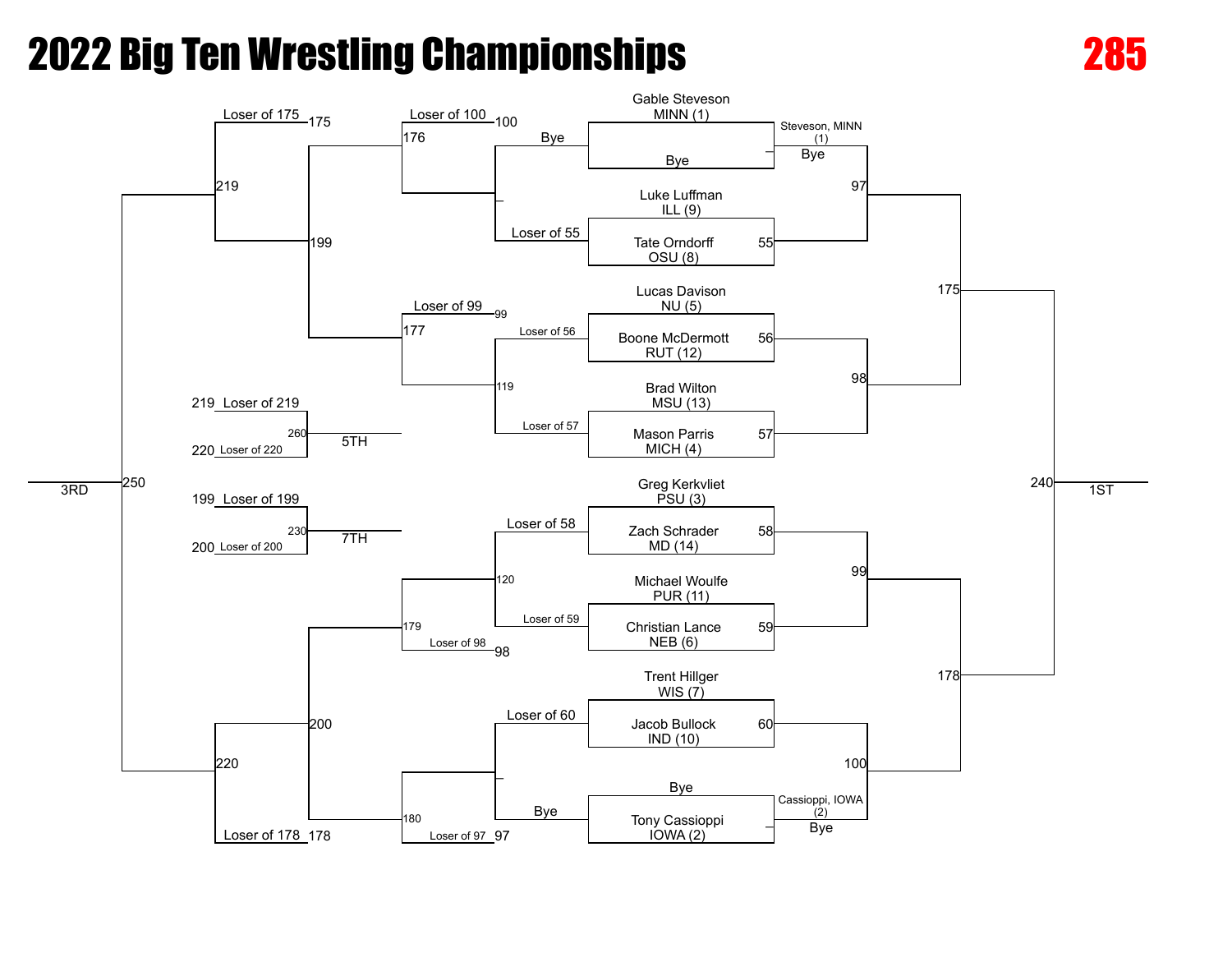# 2022 Big Ten Wrestling Championships

285

Gable Steveson
MINN (1)
Bye

Steveson, MINN (1)
Bye

Luke Luffman
ILL (9)
Tate Orndorff
OSU (8)
55

97

Lucas Davison
NU (5)
Boone McDermott
RUT (12)
56

98

175

Brad Wilton
MSU (13)
Mason Parris
MICH (4)
57

Greg Kerkvliet
PSU (3)
Zach Schrader
MD (14)
58

240

1ST

99

Michael Woulfe
PUR (11)
Christian Lance
NEB (6)
59

178

Trent Hillger
WIS (7)
Jacob Bullock
IND (10)
60

100

Bye
Tony Cassioppi
IOWA (2)

Cassioppi, IOWA (2)
Bye

Loser of 175 175
219
Loser of 100 100
176
Bye
Loser of 55
199
Loser of 99 99
177
Loser of 56
119
Loser of 57

219 Loser of 219
260
220 Loser of 220
5TH

3RD
250

199 Loser of 199
230
200 Loser of 200
7TH

Loser of 58
120
Loser of 59
179
Loser of 98 98
200
220
Loser of 60
180
Bye
Loser of 97 97
Loser of 178 178